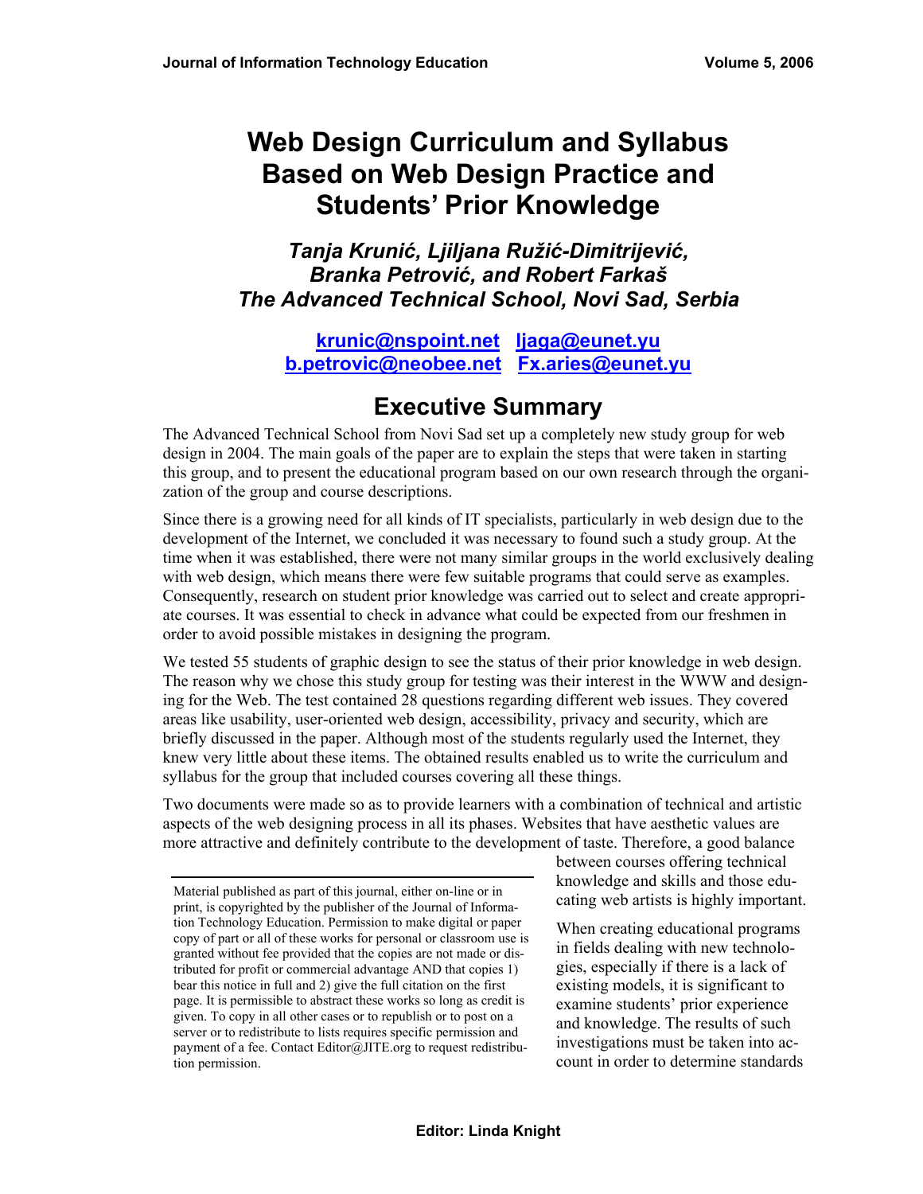# Web Design Curriculum and Syllabus Based on Web Design Practice and Students' Prior Knowledge

***Tanja Krunić, Ljiljana Ružić-Dimitrijević, Branka Petrović, and Robert Farkaš***
***The Advanced Technical School, Novi Sad, Serbia***

**krunic@nspoint.net ljaga@eunet.yu**
**b.petrovic@neobee.net Fx.aries@eunet.yu**

## Executive Summary

The Advanced Technical School from Novi Sad set up a completely new study group for web design in 2004. The main goals of the paper are to explain the steps that were taken in starting this group, and to present the educational program based on our own research through the organization of the group and course descriptions.

Since there is a growing need for all kinds of IT specialists, particularly in web design due to the development of the Internet, we concluded it was necessary to found such a study group. At the time when it was established, there were not many similar groups in the world exclusively dealing with web design, which means there were few suitable programs that could serve as examples. Consequently, research on student prior knowledge was carried out to select and create appropriate courses. It was essential to check in advance what could be expected from our freshmen in order to avoid possible mistakes in designing the program.

We tested 55 students of graphic design to see the status of their prior knowledge in web design. The reason why we chose this study group for testing was their interest in the WWW and designing for the Web. The test contained 28 questions regarding different web issues. They covered areas like usability, user-oriented web design, accessibility, privacy and security, which are briefly discussed in the paper. Although most of the students regularly used the Internet, they knew very little about these items. The obtained results enabled us to write the curriculum and syllabus for the group that included courses covering all these things.

Two documents were made so as to provide learners with a combination of technical and artistic aspects of the web designing process in all its phases. Websites that have aesthetic values are more attractive and definitely contribute to the development of taste. Therefore, a good balance between courses offering technical knowledge and skills and those educating web artists is highly important.

When creating educational programs in fields dealing with new technologies, especially if there is a lack of existing models, it is significant to examine students' prior experience and knowledge. The results of such investigations must be taken into account in order to determine standards

Material published as part of this journal, either on-line or in print, is copyrighted by the publisher of the Journal of Information Technology Education. Permission to make digital or paper copy of part or all of these works for personal or classroom use is granted without fee provided that the copies are not made or distributed for profit or commercial advantage AND that copies 1) bear this notice in full and 2) give the full citation on the first page. It is permissible to abstract these works so long as credit is given. To copy in all other cases or to republish or to post on a server or to redistribute to lists requires specific permission and payment of a fee. Contact Editor@JITE.org to request redistribution permission.

**Editor: Linda Knight**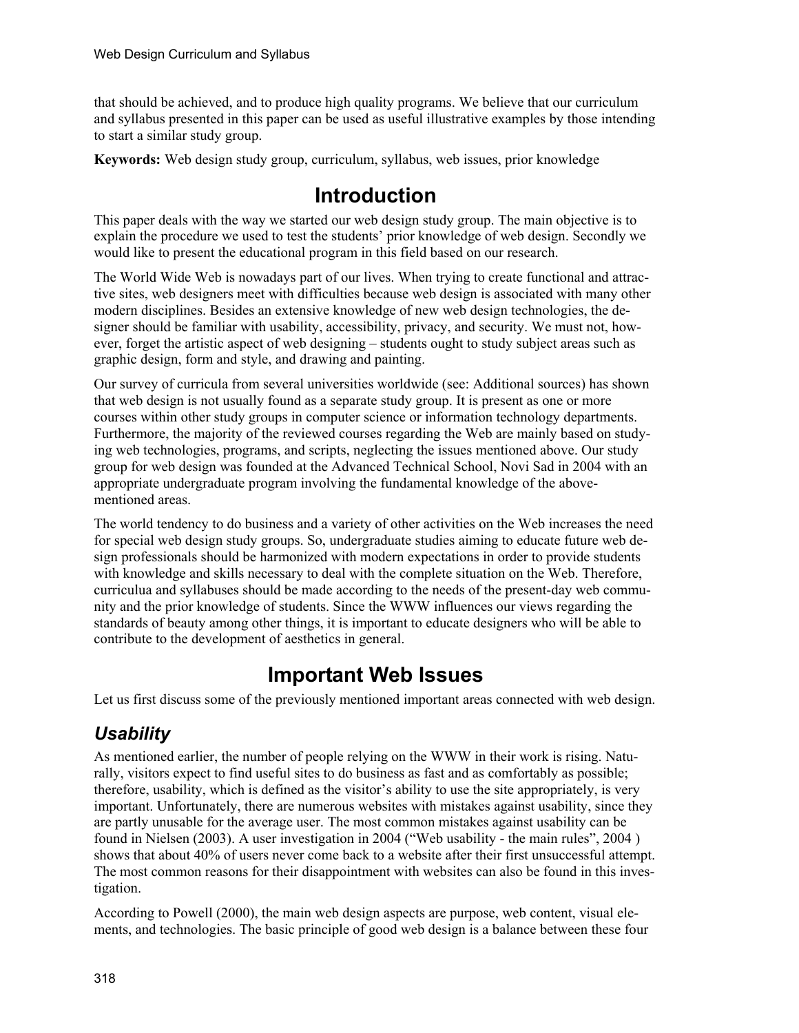that should be achieved, and to produce high quality programs. We believe that our curriculum and syllabus presented in this paper can be used as useful illustrative examples by those intending to start a similar study group.

**Keywords:** Web design study group, curriculum, syllabus, web issues, prior knowledge

# Introduction

This paper deals with the way we started our web design study group. The main objective is to explain the procedure we used to test the students' prior knowledge of web design. Secondly we would like to present the educational program in this field based on our research.

The World Wide Web is nowadays part of our lives. When trying to create functional and attractive sites, web designers meet with difficulties because web design is associated with many other modern disciplines. Besides an extensive knowledge of new web design technologies, the designer should be familiar with usability, accessibility, privacy, and security. We must not, however, forget the artistic aspect of web designing – students ought to study subject areas such as graphic design, form and style, and drawing and painting.

Our survey of curricula from several universities worldwide (see: Additional sources) has shown that web design is not usually found as a separate study group. It is present as one or more courses within other study groups in computer science or information technology departments. Furthermore, the majority of the reviewed courses regarding the Web are mainly based on studying web technologies, programs, and scripts, neglecting the issues mentioned above. Our study group for web design was founded at the Advanced Technical School, Novi Sad in 2004 with an appropriate undergraduate program involving the fundamental knowledge of the above-mentioned areas.

The world tendency to do business and a variety of other activities on the Web increases the need for special web design study groups. So, undergraduate studies aiming to educate future web design professionals should be harmonized with modern expectations in order to provide students with knowledge and skills necessary to deal with the complete situation on the Web. Therefore, curriculua and syllabuses should be made according to the needs of the present-day web community and the prior knowledge of students. Since the WWW influences our views regarding the standards of beauty among other things, it is important to educate designers who will be able to contribute to the development of aesthetics in general.

# Important Web Issues

Let us first discuss some of the previously mentioned important areas connected with web design.

## *Usability*

As mentioned earlier, the number of people relying on the WWW in their work is rising. Naturally, visitors expect to find useful sites to do business as fast and as comfortably as possible; therefore, usability, which is defined as the visitor's ability to use the site appropriately, is very important. Unfortunately, there are numerous websites with mistakes against usability, since they are partly unusable for the average user. The most common mistakes against usability can be found in Nielsen (2003). A user investigation in 2004 ("Web usability - the main rules", 2004 ) shows that about 40% of users never come back to a website after their first unsuccessful attempt. The most common reasons for their disappointment with websites can also be found in this investigation.

According to Powell (2000), the main web design aspects are purpose, web content, visual elements, and technologies. The basic principle of good web design is a balance between these four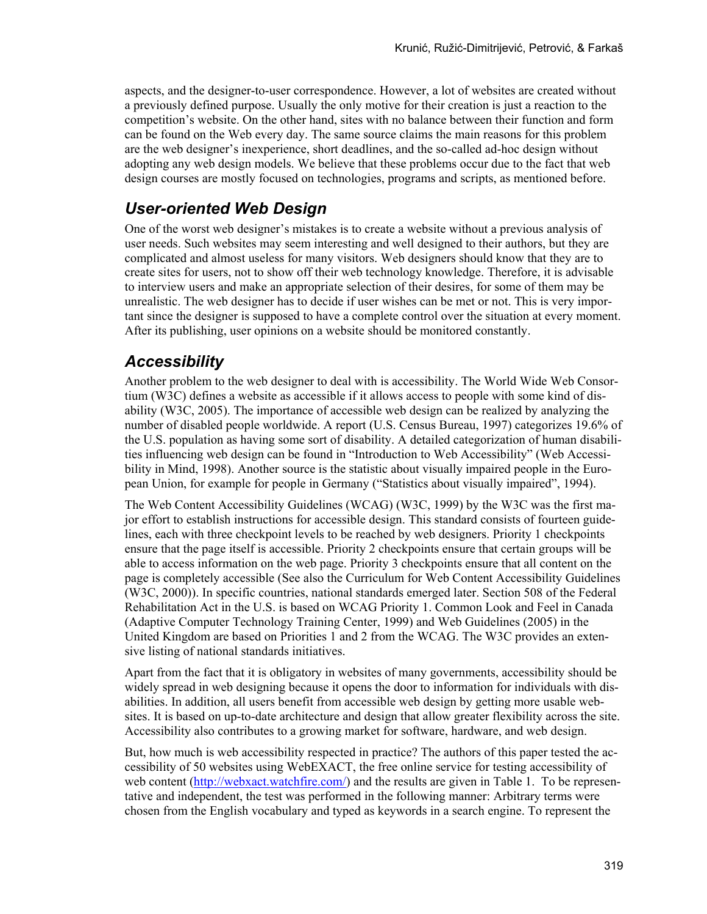aspects, and the designer-to-user correspondence. However, a lot of websites are created without a previously defined purpose. Usually the only motive for their creation is just a reaction to the competition's website. On the other hand, sites with no balance between their function and form can be found on the Web every day. The same source claims the main reasons for this problem are the web designer's inexperience, short deadlines, and the so-called ad-hoc design without adopting any web design models. We believe that these problems occur due to the fact that web design courses are mostly focused on technologies, programs and scripts, as mentioned before.

## *User-oriented Web Design*

One of the worst web designer's mistakes is to create a website without a previous analysis of user needs. Such websites may seem interesting and well designed to their authors, but they are complicated and almost useless for many visitors. Web designers should know that they are to create sites for users, not to show off their web technology knowledge. Therefore, it is advisable to interview users and make an appropriate selection of their desires, for some of them may be unrealistic. The web designer has to decide if user wishes can be met or not. This is very important since the designer is supposed to have a complete control over the situation at every moment. After its publishing, user opinions on a website should be monitored constantly.

## *Accessibility*

Another problem to the web designer to deal with is accessibility. The World Wide Web Consortium (W3C) defines a website as accessible if it allows access to people with some kind of disability (W3C, 2005). The importance of accessible web design can be realized by analyzing the number of disabled people worldwide. A report (U.S. Census Bureau, 1997) categorizes 19.6% of the U.S. population as having some sort of disability. A detailed categorization of human disabilities influencing web design can be found in "Introduction to Web Accessibility" (Web Accessibility in Mind, 1998). Another source is the statistic about visually impaired people in the European Union, for example for people in Germany ("Statistics about visually impaired", 1994).

The Web Content Accessibility Guidelines (WCAG) (W3C, 1999) by the W3C was the first major effort to establish instructions for accessible design. This standard consists of fourteen guidelines, each with three checkpoint levels to be reached by web designers. Priority 1 checkpoints ensure that the page itself is accessible. Priority 2 checkpoints ensure that certain groups will be able to access information on the web page. Priority 3 checkpoints ensure that all content on the page is completely accessible (See also the Curriculum for Web Content Accessibility Guidelines (W3C, 2000)). In specific countries, national standards emerged later. Section 508 of the Federal Rehabilitation Act in the U.S. is based on WCAG Priority 1. Common Look and Feel in Canada (Adaptive Computer Technology Training Center, 1999) and Web Guidelines (2005) in the United Kingdom are based on Priorities 1 and 2 from the WCAG. The W3C provides an extensive listing of national standards initiatives.

Apart from the fact that it is obligatory in websites of many governments, accessibility should be widely spread in web designing because it opens the door to information for individuals with disabilities. In addition, all users benefit from accessible web design by getting more usable websites. It is based on up-to-date architecture and design that allow greater flexibility across the site. Accessibility also contributes to a growing market for software, hardware, and web design.

But, how much is web accessibility respected in practice? The authors of this paper tested the accessibility of 50 websites using WebEXACT, the free online service for testing accessibility of web content (http://webxact.watchfire.com/) and the results are given in Table 1. To be representative and independent, the test was performed in the following manner: Arbitrary terms were chosen from the English vocabulary and typed as keywords in a search engine. To represent the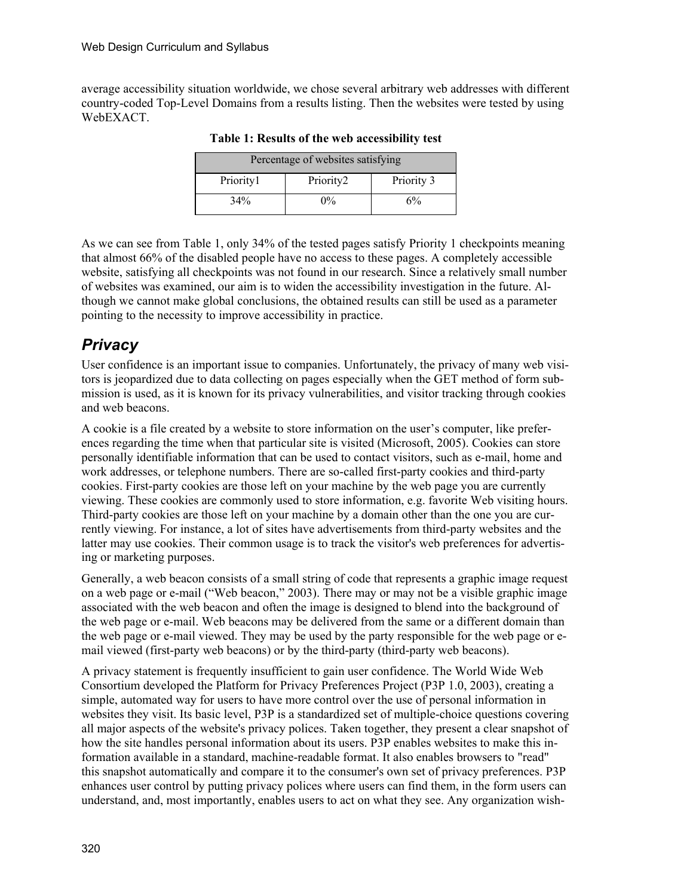average accessibility situation worldwide, we chose several arbitrary web addresses with different country-coded Top-Level Domains from a results listing. Then the websites were tested by using WebEXACT.

**Table 1: Results of the web accessibility test**

| Percentage of websites satisfying | | |
|---|---|---|
| Priority1 | Priority2 | Priority 3 |
| 34% | 0% | 6% |

As we can see from Table 1, only 34% of the tested pages satisfy Priority 1 checkpoints meaning that almost 66% of the disabled people have no access to these pages. A completely accessible website, satisfying all checkpoints was not found in our research. Since a relatively small number of websites was examined, our aim is to widen the accessibility investigation in the future. Although we cannot make global conclusions, the obtained results can still be used as a parameter pointing to the necessity to improve accessibility in practice.

## *Privacy*

User confidence is an important issue to companies. Unfortunately, the privacy of many web visitors is jeopardized due to data collecting on pages especially when the GET method of form submission is used, as it is known for its privacy vulnerabilities, and visitor tracking through cookies and web beacons.

A cookie is a file created by a website to store information on the user's computer, like preferences regarding the time when that particular site is visited (Microsoft, 2005). Cookies can store personally identifiable information that can be used to contact visitors, such as e-mail, home and work addresses, or telephone numbers. There are so-called first-party cookies and third-party cookies. First-party cookies are those left on your machine by the web page you are currently viewing. These cookies are commonly used to store information, e.g. favorite Web visiting hours. Third-party cookies are those left on your machine by a domain other than the one you are currently viewing. For instance, a lot of sites have advertisements from third-party websites and the latter may use cookies. Their common usage is to track the visitor's web preferences for advertising or marketing purposes.

Generally, a web beacon consists of a small string of code that represents a graphic image request on a web page or e-mail ("Web beacon," 2003). There may or may not be a visible graphic image associated with the web beacon and often the image is designed to blend into the background of the web page or e-mail. Web beacons may be delivered from the same or a different domain than the web page or e-mail viewed. They may be used by the party responsible for the web page or e-mail viewed (first-party web beacons) or by the third-party (third-party web beacons).

A privacy statement is frequently insufficient to gain user confidence. The World Wide Web Consortium developed the Platform for Privacy Preferences Project (P3P 1.0, 2003), creating a simple, automated way for users to have more control over the use of personal information in websites they visit. Its basic level, P3P is a standardized set of multiple-choice questions covering all major aspects of the website's privacy polices. Taken together, they present a clear snapshot of how the site handles personal information about its users. P3P enables websites to make this information available in a standard, machine-readable format. It also enables browsers to "read" this snapshot automatically and compare it to the consumer's own set of privacy preferences. P3P enhances user control by putting privacy polices where users can find them, in the form users can understand, and, most importantly, enables users to act on what they see. Any organization wish-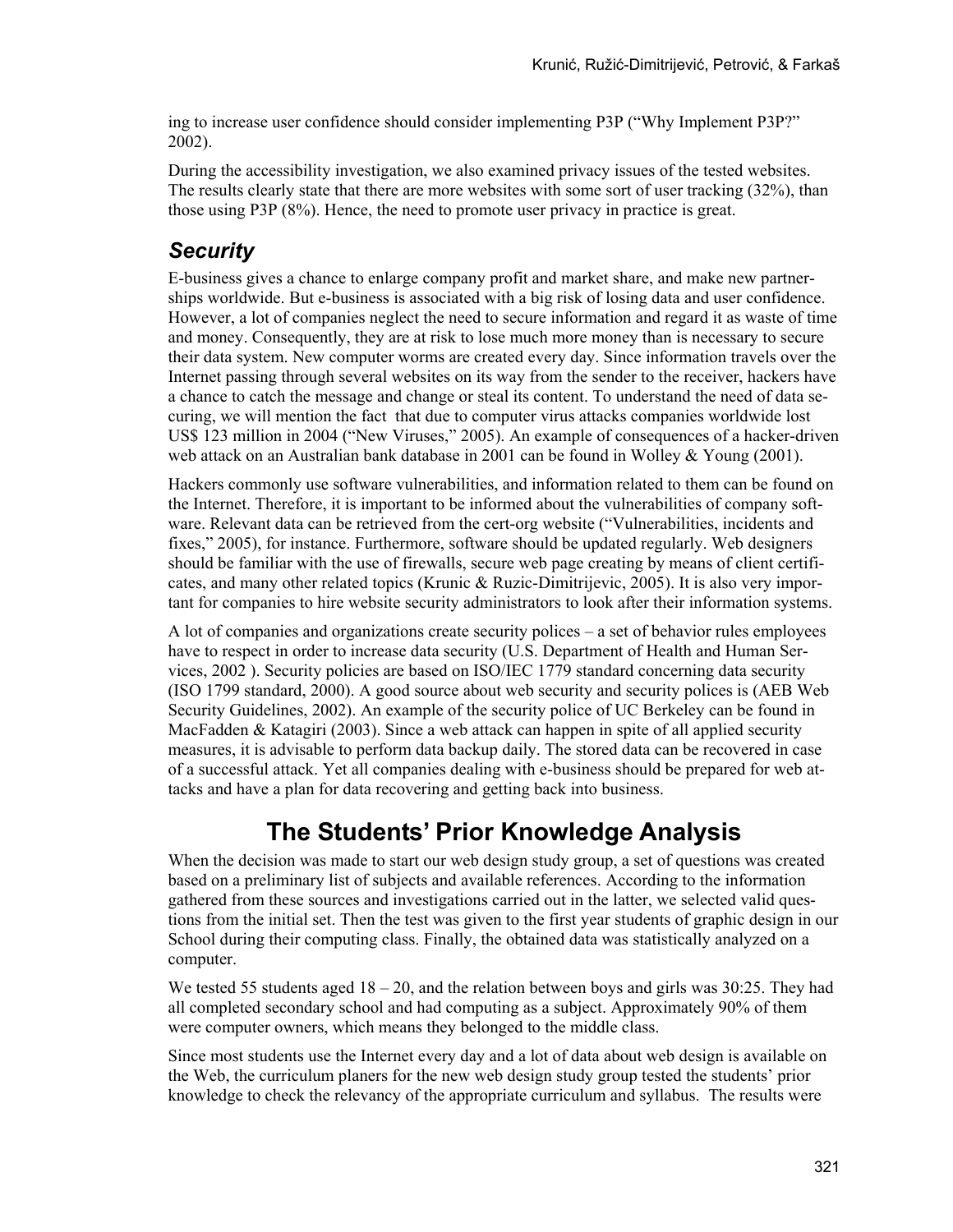ing to increase user confidence should consider implementing P3P ("Why Implement P3P?" 2002).

During the accessibility investigation, we also examined privacy issues of the tested websites. The results clearly state that there are more websites with some sort of user tracking (32%), than those using P3P (8%). Hence, the need to promote user privacy in practice is great.

### *Security*

E-business gives a chance to enlarge company profit and market share, and make new partnerships worldwide. But e-business is associated with a big risk of losing data and user confidence. However, a lot of companies neglect the need to secure information and regard it as waste of time and money. Consequently, they are at risk to lose much more money than is necessary to secure their data system. New computer worms are created every day. Since information travels over the Internet passing through several websites on its way from the sender to the receiver, hackers have a chance to catch the message and change or steal its content. To understand the need of data securing, we will mention the fact that due to computer virus attacks companies worldwide lost US$ 123 million in 2004 ("New Viruses," 2005). An example of consequences of a hacker-driven web attack on an Australian bank database in 2001 can be found in Wolley & Young (2001).

Hackers commonly use software vulnerabilities, and information related to them can be found on the Internet. Therefore, it is important to be informed about the vulnerabilities of company software. Relevant data can be retrieved from the cert-org website ("Vulnerabilities, incidents and fixes," 2005), for instance. Furthermore, software should be updated regularly. Web designers should be familiar with the use of firewalls, secure web page creating by means of client certificates, and many other related topics (Krunic & Ruzic-Dimitrijevic, 2005). It is also very important for companies to hire website security administrators to look after their information systems.

A lot of companies and organizations create security polices – a set of behavior rules employees have to respect in order to increase data security (U.S. Department of Health and Human Services, 2002 ). Security policies are based on ISO/IEC 1779 standard concerning data security (ISO 1799 standard, 2000). A good source about web security and security polices is (AEB Web Security Guidelines, 2002). An example of the security police of UC Berkeley can be found in MacFadden & Katagiri (2003). Since a web attack can happen in spite of all applied security measures, it is advisable to perform data backup daily. The stored data can be recovered in case of a successful attack. Yet all companies dealing with e-business should be prepared for web attacks and have a plan for data recovering and getting back into business.

## The Students' Prior Knowledge Analysis

When the decision was made to start our web design study group, a set of questions was created based on a preliminary list of subjects and available references. According to the information gathered from these sources and investigations carried out in the latter, we selected valid questions from the initial set. Then the test was given to the first year students of graphic design in our School during their computing class. Finally, the obtained data was statistically analyzed on a computer.

We tested 55 students aged 18 – 20, and the relation between boys and girls was 30:25. They had all completed secondary school and had computing as a subject. Approximately 90% of them were computer owners, which means they belonged to the middle class.

Since most students use the Internet every day and a lot of data about web design is available on the Web, the curriculum planers for the new web design study group tested the students' prior knowledge to check the relevancy of the appropriate curriculum and syllabus. The results were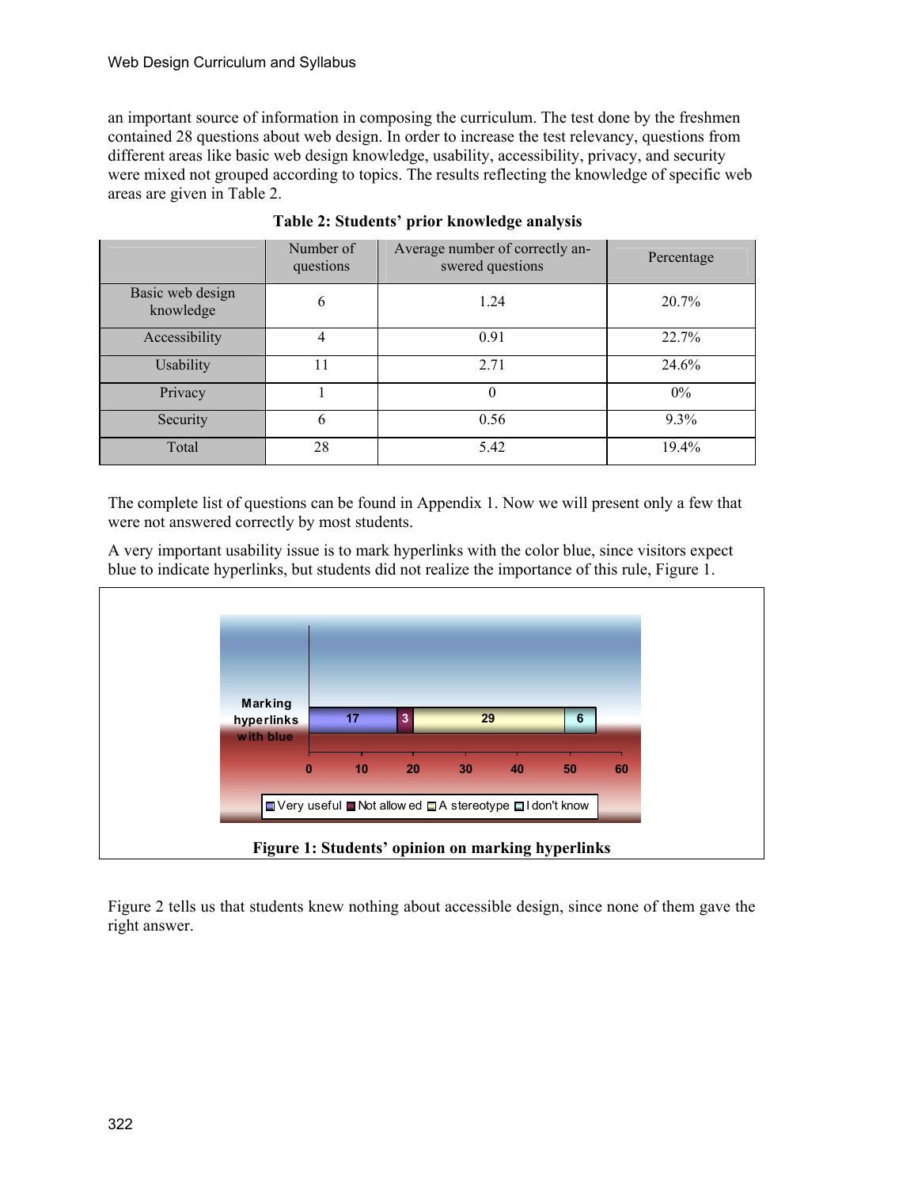an important source of information in composing the curriculum. The test done by the freshmen contained 28 questions about web design. In order to increase the test relevancy, questions from different areas like basic web design knowledge, usability, accessibility, privacy, and security were mixed not grouped according to topics. The results reflecting the knowledge of specific web areas are given in Table 2.

**Table 2: Students' prior knowledge analysis**

| | Number of questions | Average number of correctly answered questions | Percentage |
|---|---|---|---|
| Basic web design knowledge | 6 | 1.24 | 20.7% |
| Accessibility | 4 | 0.91 | 22.7% |
| Usability | 11 | 2.71 | 24.6% |
| Privacy | 1 | 0 | 0% |
| Security | 6 | 0.56 | 9.3% |
| Total | 28 | 5.42 | 19.4% |

The complete list of questions can be found in Appendix 1. Now we will present only a few that were not answered correctly by most students.

A very important usability issue is to mark hyperlinks with the color blue, since visitors expect blue to indicate hyperlinks, but students did not realize the importance of this rule, Figure 1.

| | Very useful | Not allowed | A stereotype | I don't know |
|---|---|---|---|---|
| Marking hyperlinks with blue | 17 | 3 | 29 | 6 |

**Figure 1: Students' opinion on marking hyperlinks**

Figure 2 tells us that students knew nothing about accessible design, since none of them gave the right answer.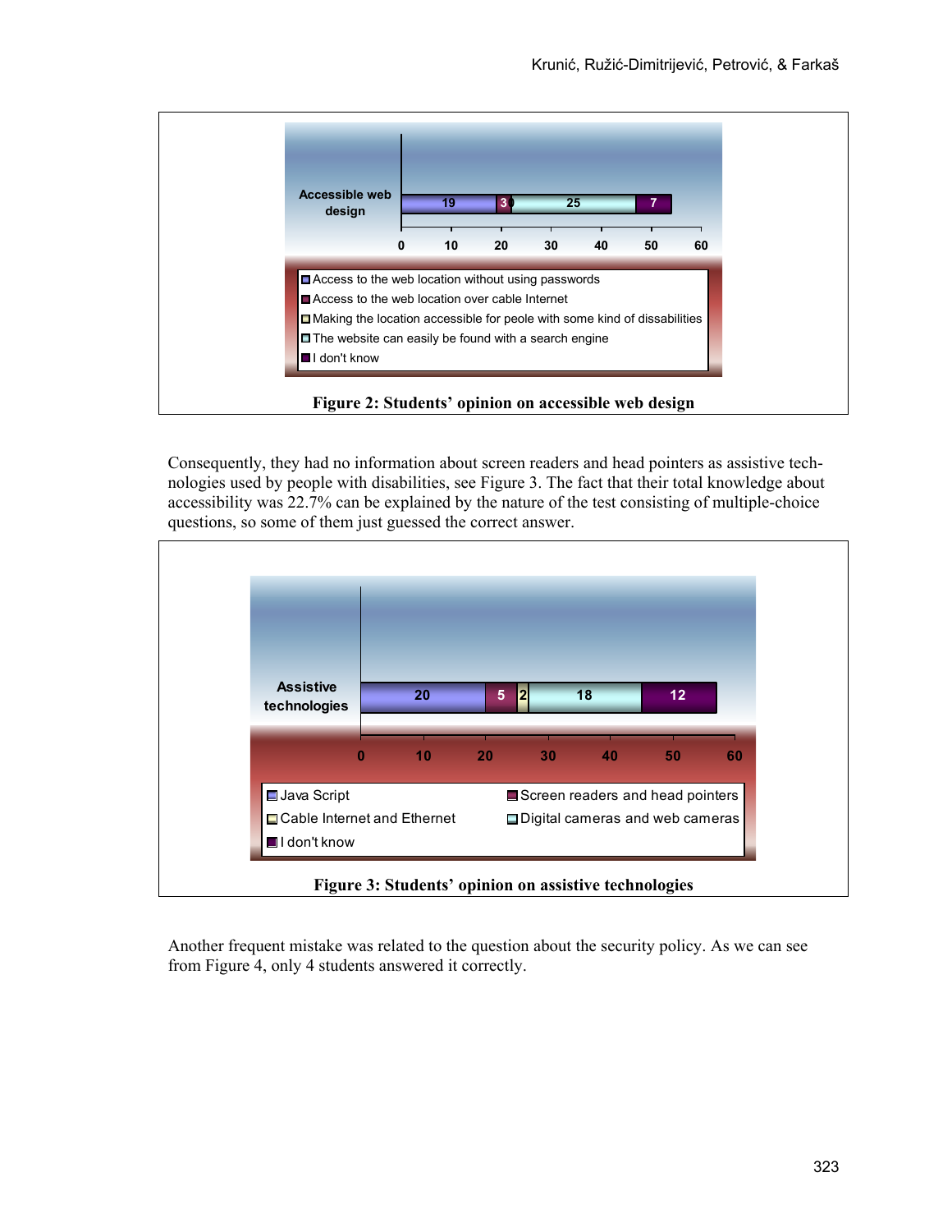**Figure 2: Students' opinion on accessible web design**

Consequently, they had no information about screen readers and head pointers as assistive technologies used by people with disabilities, see Figure 3. The fact that their total knowledge about accessibility was 22.7% can be explained by the nature of the test consisting of multiple-choice questions, so some of them just guessed the correct answer.

**Figure 3: Students' opinion on assistive technologies**

Another frequent mistake was related to the question about the security policy. As we can see from Figure 4, only 4 students answered it correctly.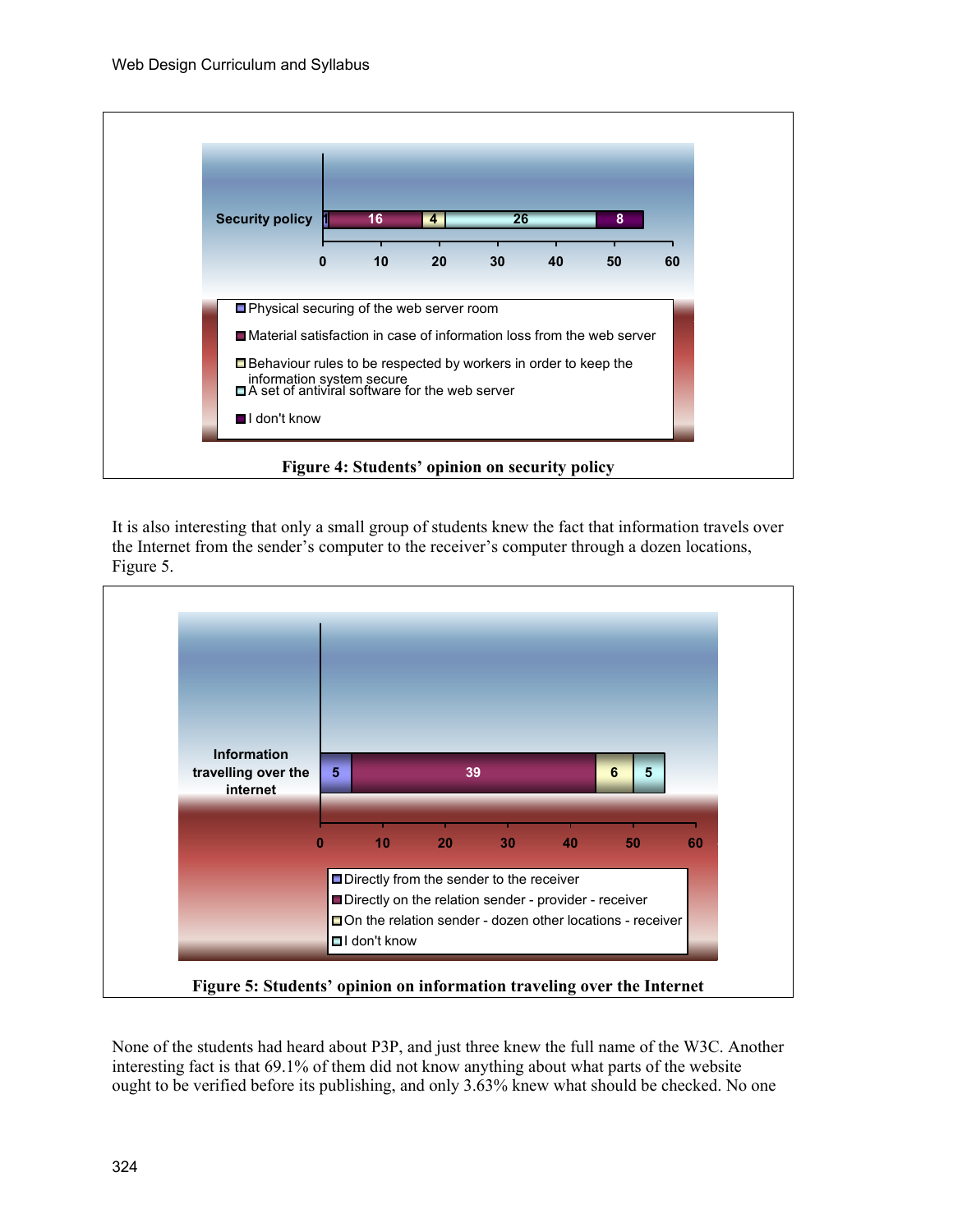Figure 4: Students' opinion on security policy

It is also interesting that only a small group of students knew the fact that information travels over the Internet from the sender's computer to the receiver's computer through a dozen locations, Figure 5.

Figure 5: Students' opinion on information traveling over the Internet

None of the students had heard about P3P, and just three knew the full name of the W3C. Another interesting fact is that 69.1% of them did not know anything about what parts of the website ought to be verified before its publishing, and only 3.63% knew what should be checked. No one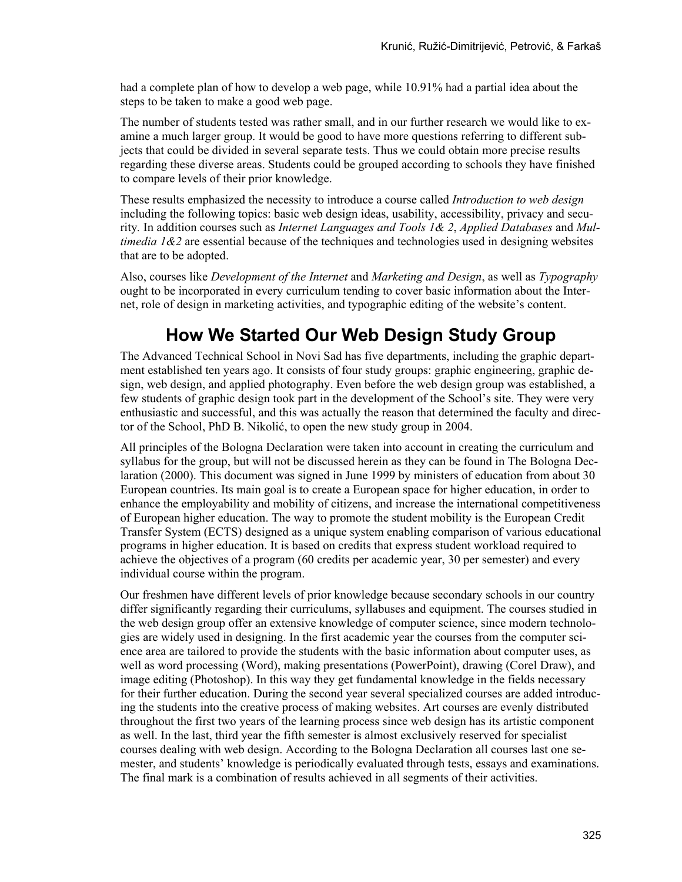had a complete plan of how to develop a web page, while 10.91% had a partial idea about the steps to be taken to make a good web page.

The number of students tested was rather small, and in our further research we would like to examine a much larger group. It would be good to have more questions referring to different subjects that could be divided in several separate tests. Thus we could obtain more precise results regarding these diverse areas. Students could be grouped according to schools they have finished to compare levels of their prior knowledge.

These results emphasized the necessity to introduce a course called *Introduction to web design* including the following topics: basic web design ideas, usability, accessibility, privacy and security. In addition courses such as *Internet Languages and Tools 1& 2*, *Applied Databases* and *Multimedia 1&2* are essential because of the techniques and technologies used in designing websites that are to be adopted.

Also, courses like *Development of the Internet* and *Marketing and Design*, as well as *Typography* ought to be incorporated in every curriculum tending to cover basic information about the Internet, role of design in marketing activities, and typographic editing of the website's content.

## How We Started Our Web Design Study Group

The Advanced Technical School in Novi Sad has five departments, including the graphic department established ten years ago. It consists of four study groups: graphic engineering, graphic design, web design, and applied photography. Even before the web design group was established, a few students of graphic design took part in the development of the School's site. They were very enthusiastic and successful, and this was actually the reason that determined the faculty and director of the School, PhD B. Nikolić, to open the new study group in 2004.

All principles of the Bologna Declaration were taken into account in creating the curriculum and syllabus for the group, but will not be discussed herein as they can be found in The Bologna Declaration (2000). This document was signed in June 1999 by ministers of education from about 30 European countries. Its main goal is to create a European space for higher education, in order to enhance the employability and mobility of citizens, and increase the international competitiveness of European higher education. The way to promote the student mobility is the European Credit Transfer System (ECTS) designed as a unique system enabling comparison of various educational programs in higher education. It is based on credits that express student workload required to achieve the objectives of a program (60 credits per academic year, 30 per semester) and every individual course within the program.

Our freshmen have different levels of prior knowledge because secondary schools in our country differ significantly regarding their curriculums, syllabuses and equipment. The courses studied in the web design group offer an extensive knowledge of computer science, since modern technologies are widely used in designing. In the first academic year the courses from the computer science area are tailored to provide the students with the basic information about computer uses, as well as word processing (Word), making presentations (PowerPoint), drawing (Corel Draw), and image editing (Photoshop). In this way they get fundamental knowledge in the fields necessary for their further education. During the second year several specialized courses are added introducing the students into the creative process of making websites. Art courses are evenly distributed throughout the first two years of the learning process since web design has its artistic component as well. In the last, third year the fifth semester is almost exclusively reserved for specialist courses dealing with web design. According to the Bologna Declaration all courses last one semester, and students' knowledge is periodically evaluated through tests, essays and examinations. The final mark is a combination of results achieved in all segments of their activities.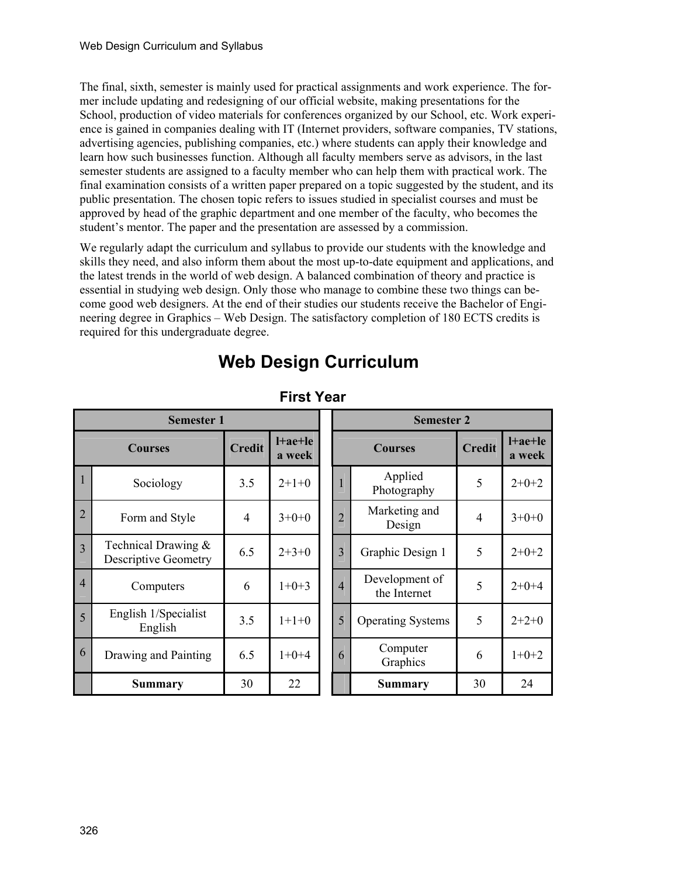The final, sixth, semester is mainly used for practical assignments and work experience. The former include updating and redesigning of our official website, making presentations for the School, production of video materials for conferences organized by our School, etc. Work experience is gained in companies dealing with IT (Internet providers, software companies, TV stations, advertising agencies, publishing companies, etc.) where students can apply their knowledge and learn how such businesses function. Although all faculty members serve as advisors, in the last semester students are assigned to a faculty member who can help them with practical work. The final examination consists of a written paper prepared on a topic suggested by the student, and its public presentation. The chosen topic refers to issues studied in specialist courses and must be approved by head of the graphic department and one member of the faculty, who becomes the student's mentor. The paper and the presentation are assessed by a commission.

We regularly adapt the curriculum and syllabus to provide our students with the knowledge and skills they need, and also inform them about the most up-to-date equipment and applications, and the latest trends in the world of web design. A balanced combination of theory and practice is essential in studying web design. Only those who manage to combine these two things can become good web designers. At the end of their studies our students receive the Bachelor of Engineering degree in Graphics – Web Design. The satisfactory completion of 180 ECTS credits is required for this undergraduate degree.

# Web Design Curriculum

## First Year

| Semester 1 | | | |
|---|---|---|---|
| | Courses | Credit | l+ae+le a week |
| 1 | Sociology | 3.5 | 2+1+0 |
| 2 | Form and Style | 4 | 3+0+0 |
| 3 | Technical Drawing & Descriptive Geometry | 6.5 | 2+3+0 |
| 4 | Computers | 6 | 1+0+3 |
| 5 | English 1/Specialist English | 3.5 | 1+1+0 |
| 6 | Drawing and Painting | 6.5 | 1+0+4 |
| | **Summary** | 30 | 22 |

| Semester 2 | | | |
|---|---|---|---|
| | Courses | Credit | l+ae+le a week |
| 1 | Applied Photography | 5 | 2+0+2 |
| 2 | Marketing and Design | 4 | 3+0+0 |
| 3 | Graphic Design 1 | 5 | 2+0+2 |
| 4 | Development of the Internet | 5 | 2+0+4 |
| 5 | Operating Systems | 5 | 2+2+0 |
| 6 | Computer Graphics | 6 | 1+0+2 |
| | **Summary** | 30 | 24 |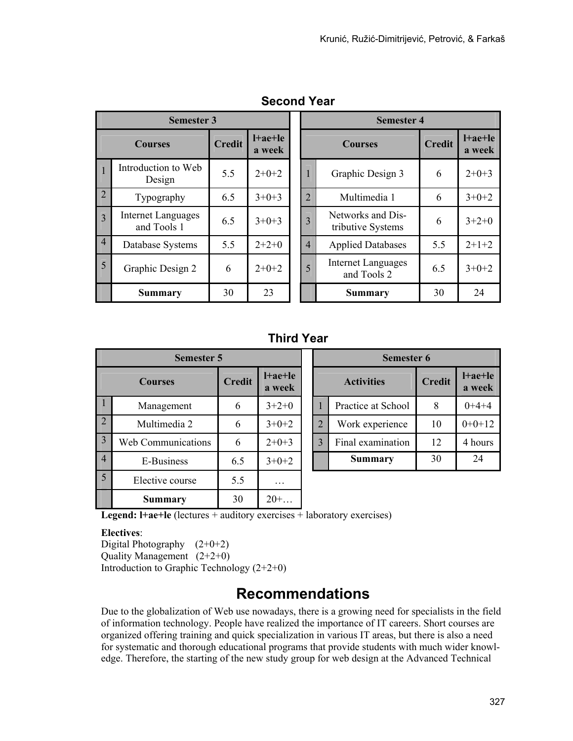## Second Year

| Semester 3 | | | | | Semester 4 | | | |
|---|---|---|---|---|---|---|---|---|
| | Courses | Credit | l+ae+le a week | | | Courses | Credit | l+ae+le a week |
| 1 | Introduction to Web Design | 5.5 | 2+0+2 | | 1 | Graphic Design 3 | 6 | 2+0+3 |
| 2 | Typography | 6.5 | 3+0+3 | | 2 | Multimedia 1 | 6 | 3+0+2 |
| 3 | Internet Languages and Tools 1 | 6.5 | 3+0+3 | | 3 | Networks and Distributive Systems | 6 | 3+2+0 |
| 4 | Database Systems | 5.5 | 2+2+0 | | 4 | Applied Databases | 5.5 | 2+1+2 |
| 5 | Graphic Design 2 | 6 | 2+0+2 | | 5 | Internet Languages and Tools 2 | 6.5 | 3+0+2 |
| | **Summary** | 30 | 23 | | | **Summary** | 30 | 24 |

## Third Year

| Semester 5 | | | | | Semester 6 | | | |
|---|---|---|---|---|---|---|---|---|
| | Courses | Credit | l+ae+le a week | | | Activities | Credit | l+ae+le a week |
| 1 | Management | 6 | 3+2+0 | | 1 | Practice at School | 8 | 0+4+4 |
| 2 | Multimedia 2 | 6 | 3+0+2 | | 2 | Work experience | 10 | 0+0+12 |
| 3 | Web Communications | 6 | 2+0+3 | | 3 | Final examination | 12 | 4 hours |
| 4 | E-Business | 6.5 | 3+0+2 | | | **Summary** | 30 | 24 |
| 5 | Elective course | 5.5 | … | | | | | |
| | **Summary** | 30 | 20+… | | | | | |

**Legend: l+ae+le** (lectures + auditory exercises + laboratory exercises)

**Electives**:
Digital Photography (2+0+2)
Quality Management (2+2+0)
Introduction to Graphic Technology (2+2+0)

# Recommendations

Due to the globalization of Web use nowadays, there is a growing need for specialists in the field of information technology. People have realized the importance of IT careers. Short courses are organized offering training and quick specialization in various IT areas, but there is also a need for systematic and thorough educational programs that provide students with much wider knowledge. Therefore, the starting of the new study group for web design at the Advanced Technical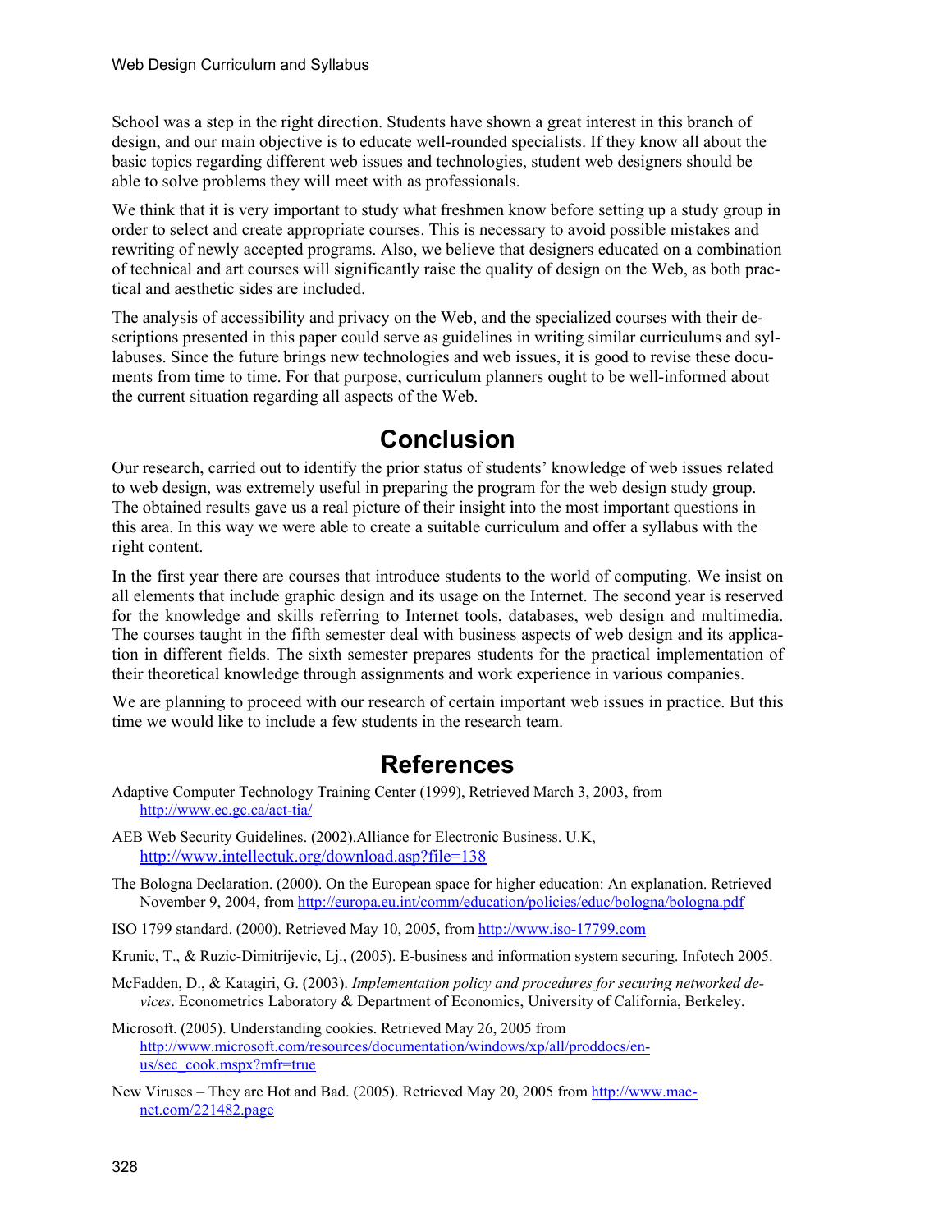School was a step in the right direction. Students have shown a great interest in this branch of design, and our main objective is to educate well-rounded specialists. If they know all about the basic topics regarding different web issues and technologies, student web designers should be able to solve problems they will meet with as professionals.

We think that it is very important to study what freshmen know before setting up a study group in order to select and create appropriate courses. This is necessary to avoid possible mistakes and rewriting of newly accepted programs. Also, we believe that designers educated on a combination of technical and art courses will significantly raise the quality of design on the Web, as both practical and aesthetic sides are included.

The analysis of accessibility and privacy on the Web, and the specialized courses with their descriptions presented in this paper could serve as guidelines in writing similar curriculums and syllabuses. Since the future brings new technologies and web issues, it is good to revise these documents from time to time. For that purpose, curriculum planners ought to be well-informed about the current situation regarding all aspects of the Web.

## Conclusion

Our research, carried out to identify the prior status of students' knowledge of web issues related to web design, was extremely useful in preparing the program for the web design study group. The obtained results gave us a real picture of their insight into the most important questions in this area. In this way we were able to create a suitable curriculum and offer a syllabus with the right content.

In the first year there are courses that introduce students to the world of computing. We insist on all elements that include graphic design and its usage on the Internet. The second year is reserved for the knowledge and skills referring to Internet tools, databases, web design and multimedia. The courses taught in the fifth semester deal with business aspects of web design and its application in different fields. The sixth semester prepares students for the practical implementation of their theoretical knowledge through assignments and work experience in various companies.

We are planning to proceed with our research of certain important web issues in practice. But this time we would like to include a few students in the research team.

## References

Adaptive Computer Technology Training Center (1999), Retrieved March 3, 2003, from http://www.ec.gc.ca/act-tia/

AEB Web Security Guidelines. (2002).Alliance for Electronic Business. U.K, http://www.intellectuk.org/download.asp?file=138

The Bologna Declaration. (2000). On the European space for higher education: An explanation. Retrieved November 9, 2004, from http://europa.eu.int/comm/education/policies/educ/bologna/bologna.pdf

ISO 1799 standard. (2000). Retrieved May 10, 2005, from http://www.iso-17799.com

Krunic, T., & Ruzic-Dimitrijevic, Lj., (2005). E-business and information system securing. Infotech 2005.

McFadden, D., & Katagiri, G. (2003). *Implementation policy and procedures for securing networked devices*. Econometrics Laboratory & Department of Economics, University of California, Berkeley.

Microsoft. (2005). Understanding cookies. Retrieved May 26, 2005 from http://www.microsoft.com/resources/documentation/windows/xp/all/proddocs/en-us/sec_cook.mspx?mfr=true

New Viruses – They are Hot and Bad. (2005). Retrieved May 20, 2005 from http://www.mac-net.com/221482.page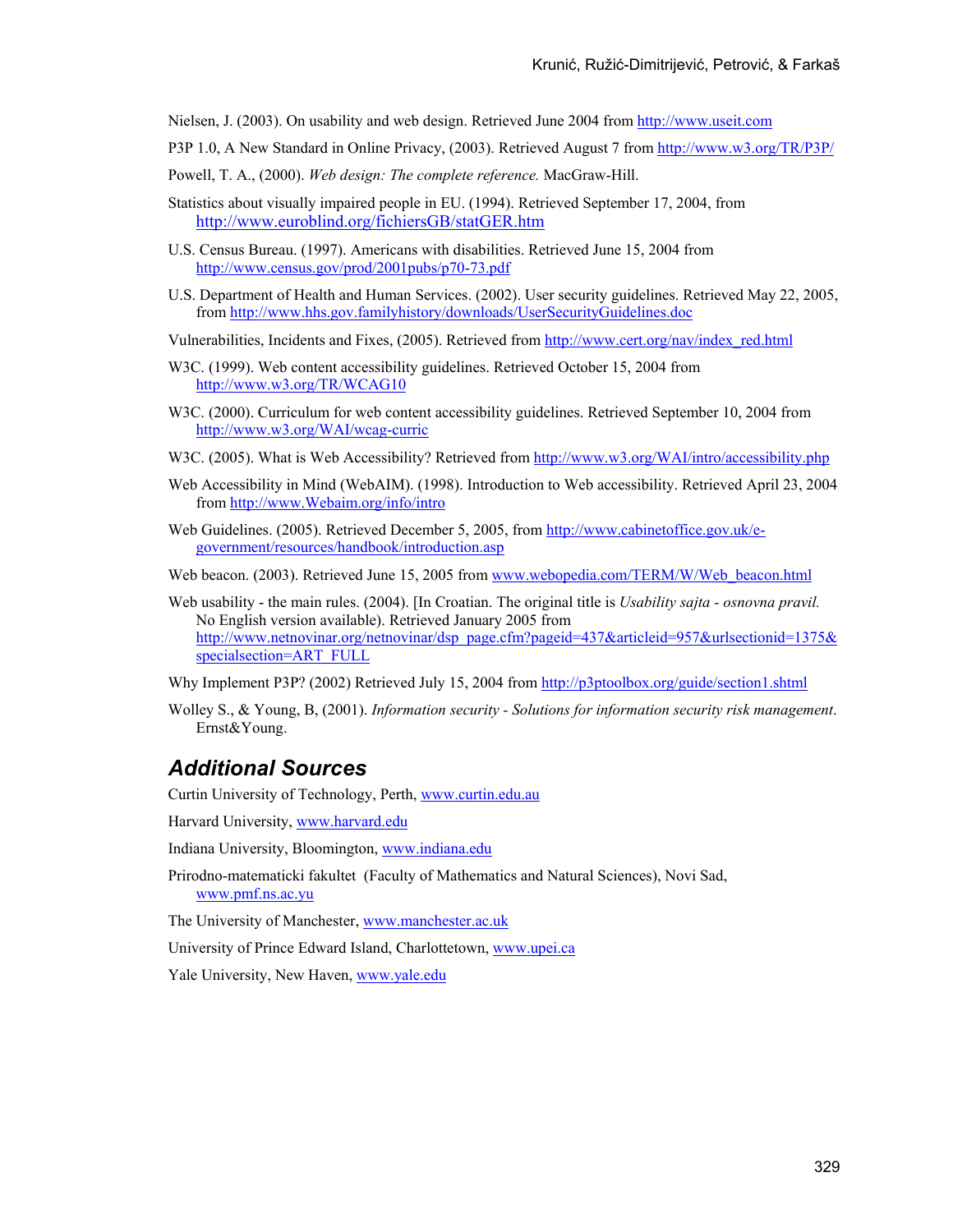Nielsen, J. (2003). On usability and web design. Retrieved June 2004 from http://www.useit.com

P3P 1.0, A New Standard in Online Privacy, (2003). Retrieved August 7 from http://www.w3.org/TR/P3P/

Powell, T. A., (2000). *Web design: The complete reference.* MacGraw-Hill.

Statistics about visually impaired people in EU. (1994). Retrieved September 17, 2004, from http://www.euroblind.org/fichiersGB/statGER.htm

U.S. Census Bureau. (1997). Americans with disabilities. Retrieved June 15, 2004 from http://www.census.gov/prod/2001pubs/p70-73.pdf

U.S. Department of Health and Human Services. (2002). User security guidelines. Retrieved May 22, 2005, from http://www.hhs.gov.familyhistory/downloads/UserSecurityGuidelines.doc

Vulnerabilities, Incidents and Fixes, (2005). Retrieved from http://www.cert.org/nav/index_red.html

W3C. (1999). Web content accessibility guidelines. Retrieved October 15, 2004 from http://www.w3.org/TR/WCAG10

W3C. (2000). Curriculum for web content accessibility guidelines. Retrieved September 10, 2004 from http://www.w3.org/WAI/wcag-curric

W3C. (2005). What is Web Accessibility? Retrieved from http://www.w3.org/WAI/intro/accessibility.php

Web Accessibility in Mind (WebAIM). (1998). Introduction to Web accessibility. Retrieved April 23, 2004 from http://www.Webaim.org/info/intro

Web Guidelines. (2005). Retrieved December 5, 2005, from http://www.cabinetoffice.gov.uk/e-government/resources/handbook/introduction.asp

Web beacon. (2003). Retrieved June 15, 2005 from www.webopedia.com/TERM/W/Web_beacon.html

Web usability - the main rules. (2004). [In Croatian. The original title is *Usability sajta - osnovna pravil.* No English version available). Retrieved January 2005 from http://www.netnovinar.org/netnovinar/dsp_page.cfm?pageid=437&articleid=957&urlsectionid=1375&specialsection=ART_FULL

Why Implement P3P? (2002) Retrieved July 15, 2004 from http://p3ptoolbox.org/guide/section1.shtml

Wolley S., & Young, B, (2001). *Information security - Solutions for information security risk management*. Ernst&Young.

## Additional Sources

Curtin University of Technology, Perth, www.curtin.edu.au

Harvard University, www.harvard.edu

Indiana University, Bloomington, www.indiana.edu

Prirodno-matematicki fakultet (Faculty of Mathematics and Natural Sciences), Novi Sad, www.pmf.ns.ac.yu

The University of Manchester, www.manchester.ac.uk

University of Prince Edward Island, Charlottetown, www.upei.ca

Yale University, New Haven, www.yale.edu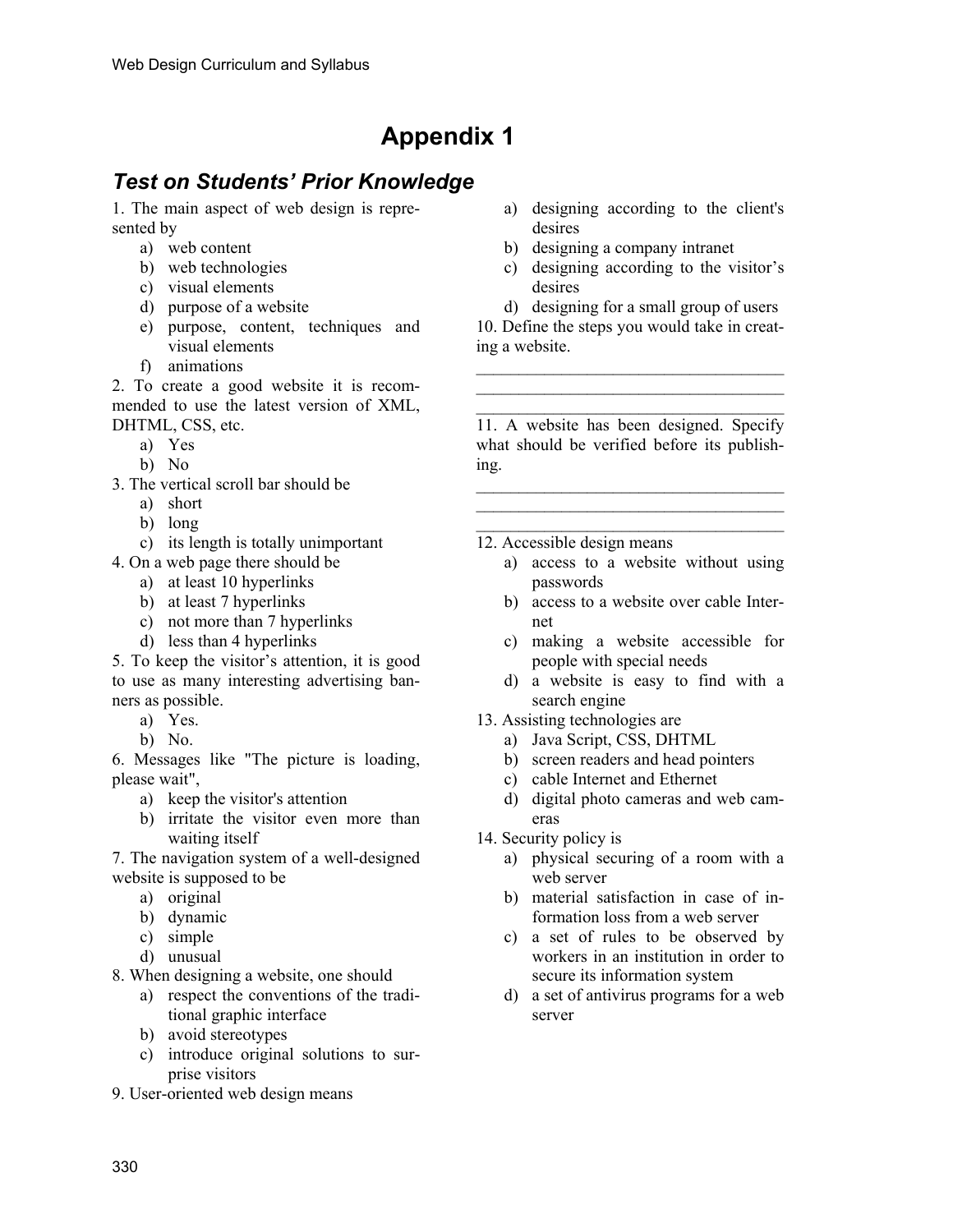# Appendix 1

## *Test on Students' Prior Knowledge*

1. The main aspect of web design is represented by
   a) web content
   b) web technologies
   c) visual elements
   d) purpose of a website
   e) purpose, content, techniques and visual elements
   f) animations

2. To create a good website it is recommended to use the latest version of XML, DHTML, CSS, etc.
   a) Yes
   b) No

3. The vertical scroll bar should be
   a) short
   b) long
   c) its length is totally unimportant

4. On a web page there should be
   a) at least 10 hyperlinks
   b) at least 7 hyperlinks
   c) not more than 7 hyperlinks
   d) less than 4 hyperlinks

5. To keep the visitor's attention, it is good to use as many interesting advertising banners as possible.
   a) Yes.
   b) No.

6. Messages like "The picture is loading, please wait",
   a) keep the visitor's attention
   b) irritate the visitor even more than waiting itself

7. The navigation system of a well-designed website is supposed to be
   a) original
   b) dynamic
   c) simple
   d) unusual

8. When designing a website, one should
   a) respect the conventions of the traditional graphic interface
   b) avoid stereotypes
   c) introduce original solutions to surprise visitors

9. User-oriented web design means
   a) designing according to the client's desires
   b) designing a company intranet
   c) designing according to the visitor's desires
   d) designing for a small group of users

10. Define the steps you would take in creating a website.

____________________________________
____________________________________
____________________________________

11. A website has been designed. Specify what should be verified before its publishing.

____________________________________
____________________________________
____________________________________

12. Accessible design means
    a) access to a website without using passwords
    b) access to a website over cable Internet
    c) making a website accessible for people with special needs
    d) a website is easy to find with a search engine

13. Assisting technologies are
    a) Java Script, CSS, DHTML
    b) screen readers and head pointers
    c) cable Internet and Ethernet
    d) digital photo cameras and web cameras

14. Security policy is
    a) physical securing of a room with a web server
    b) material satisfaction in case of information loss from a web server
    c) a set of rules to be observed by workers in an institution in order to secure its information system
    d) a set of antivirus programs for a web server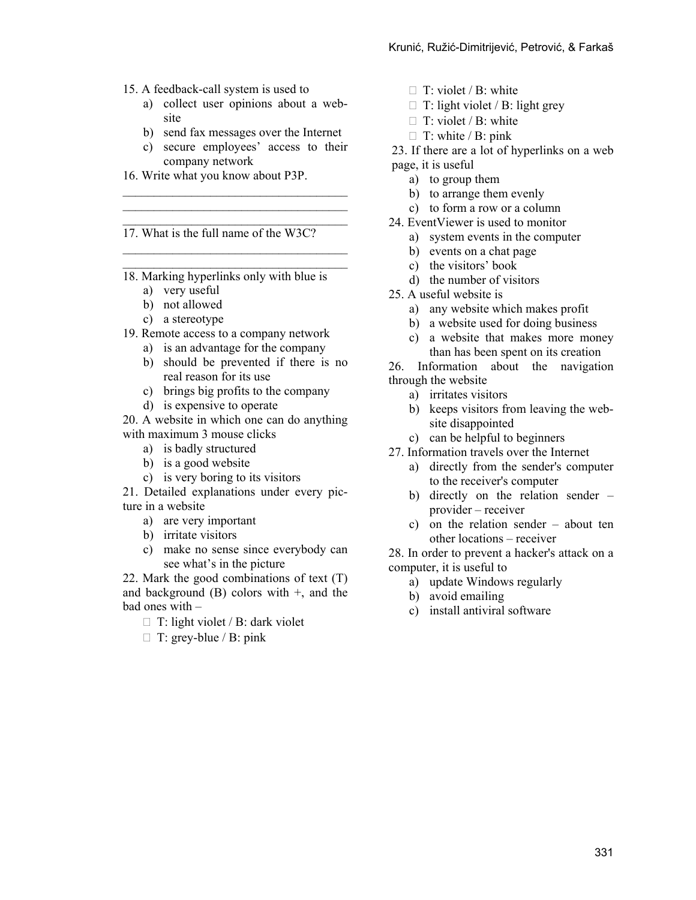15. A feedback-call system is used to
   a) collect user opinions about a website
   b) send fax messages over the Internet
   c) secure employees' access to their company network

16. Write what you know about P3P.

___________________________________

___________________________________

___________________________________

17. What is the full name of the W3C?

___________________________________

___________________________________

18. Marking hyperlinks only with blue is
   a) very useful
   b) not allowed
   c) a stereotype

19. Remote access to a company network
   a) is an advantage for the company
   b) should be prevented if there is no real reason for its use
   c) brings big profits to the company
   d) is expensive to operate

20. A website in which one can do anything with maximum 3 mouse clicks
   a) is badly structured
   b) is a good website
   c) is very boring to its visitors

21. Detailed explanations under every picture in a website
   a) are very important
   b) irritate visitors
   c) make no sense since everybody can see what's in the picture

22. Mark the good combinations of text (T) and background (B) colors with +, and the bad ones with –
   - T: light violet / B: dark violet
   - T: grey-blue / B: pink
   - T: violet / B: white
   - T: light violet / B: light grey
   - T: violet / B: white
   - T: white / B: pink

23. If there are a lot of hyperlinks on a web page, it is useful
   a) to group them
   b) to arrange them evenly
   c) to form a row or a column

24. EventViewer is used to monitor
   a) system events in the computer
   b) events on a chat page
   c) the visitors' book
   d) the number of visitors

25. A useful website is
   a) any website which makes profit
   b) a website used for doing business
   c) a website that makes more money than has been spent on its creation

26. Information about the navigation through the website
   a) irritates visitors
   b) keeps visitors from leaving the website disappointed
   c) can be helpful to beginners

27. Information travels over the Internet
   a) directly from the sender's computer to the receiver's computer
   b) directly on the relation sender – provider – receiver
   c) on the relation sender – about ten other locations – receiver

28. In order to prevent a hacker's attack on a computer, it is useful to
   a) update Windows regularly
   b) avoid emailing
   c) install antiviral software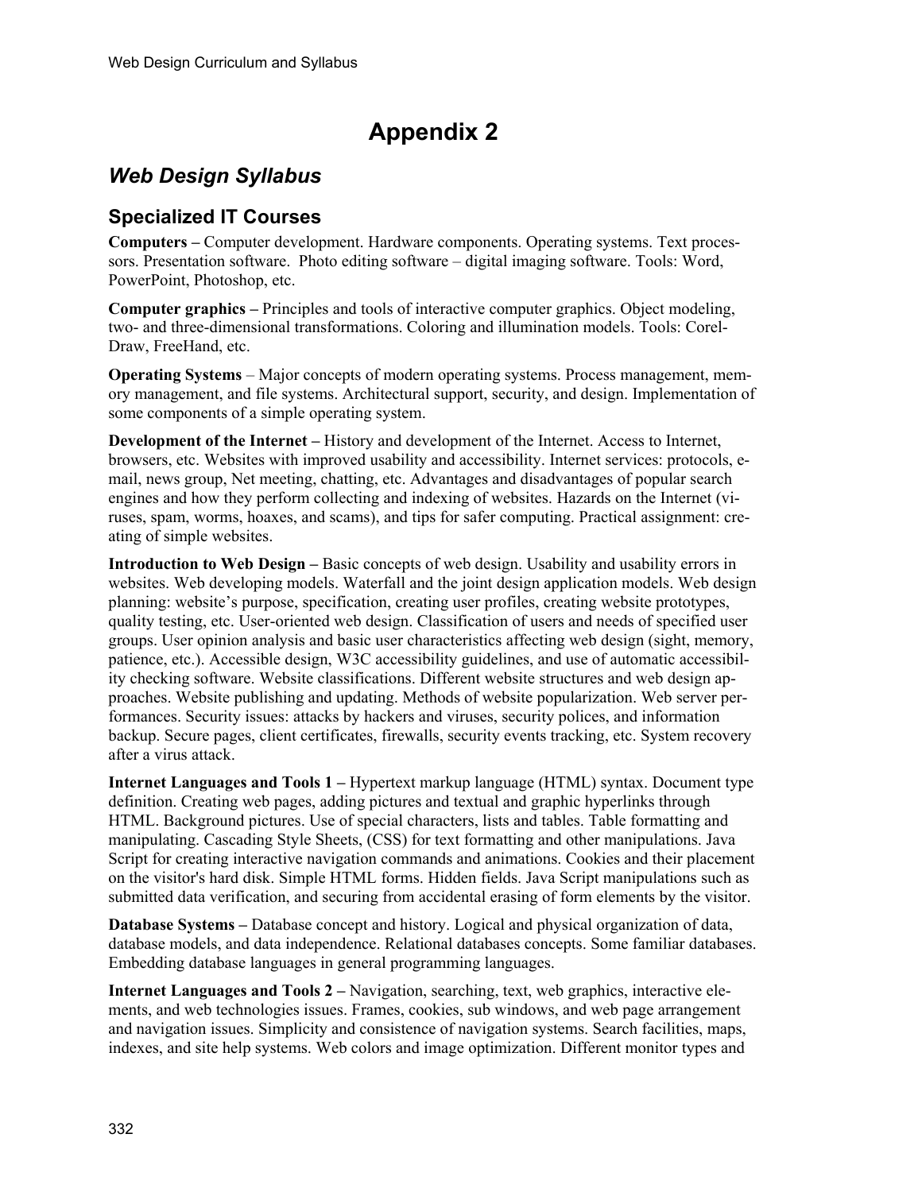# Appendix 2

## *Web Design Syllabus*

### Specialized IT Courses

**Computers –** Computer development. Hardware components. Operating systems. Text processors. Presentation software. Photo editing software – digital imaging software. Tools: Word, PowerPoint, Photoshop, etc.

**Computer graphics –** Principles and tools of interactive computer graphics. Object modeling, two- and three-dimensional transformations. Coloring and illumination models. Tools: CorelDraw, FreeHand, etc.

**Operating Systems** – Major concepts of modern operating systems. Process management, memory management, and file systems. Architectural support, security, and design. Implementation of some components of a simple operating system.

**Development of the Internet –** History and development of the Internet. Access to Internet, browsers, etc. Websites with improved usability and accessibility. Internet services: protocols, e-mail, news group, Net meeting, chatting, etc. Advantages and disadvantages of popular search engines and how they perform collecting and indexing of websites. Hazards on the Internet (viruses, spam, worms, hoaxes, and scams), and tips for safer computing. Practical assignment: creating of simple websites.

**Introduction to Web Design –** Basic concepts of web design. Usability and usability errors in websites. Web developing models. Waterfall and the joint design application models. Web design planning: website's purpose, specification, creating user profiles, creating website prototypes, quality testing, etc. User-oriented web design. Classification of users and needs of specified user groups. User opinion analysis and basic user characteristics affecting web design (sight, memory, patience, etc.). Accessible design, W3C accessibility guidelines, and use of automatic accessibility checking software. Website classifications. Different website structures and web design approaches. Website publishing and updating. Methods of website popularization. Web server performances. Security issues: attacks by hackers and viruses, security polices, and information backup. Secure pages, client certificates, firewalls, security events tracking, etc. System recovery after a virus attack.

**Internet Languages and Tools 1 –** Hypertext markup language (HTML) syntax. Document type definition. Creating web pages, adding pictures and textual and graphic hyperlinks through HTML. Background pictures. Use of special characters, lists and tables. Table formatting and manipulating. Cascading Style Sheets, (CSS) for text formatting and other manipulations. Java Script for creating interactive navigation commands and animations. Cookies and their placement on the visitor's hard disk. Simple HTML forms. Hidden fields. Java Script manipulations such as submitted data verification, and securing from accidental erasing of form elements by the visitor.

**Database Systems –** Database concept and history. Logical and physical organization of data, database models, and data independence. Relational databases concepts. Some familiar databases. Embedding database languages in general programming languages.

**Internet Languages and Tools 2 –** Navigation, searching, text, web graphics, interactive elements, and web technologies issues. Frames, cookies, sub windows, and web page arrangement and navigation issues. Simplicity and consistence of navigation systems. Search facilities, maps, indexes, and site help systems. Web colors and image optimization. Different monitor types and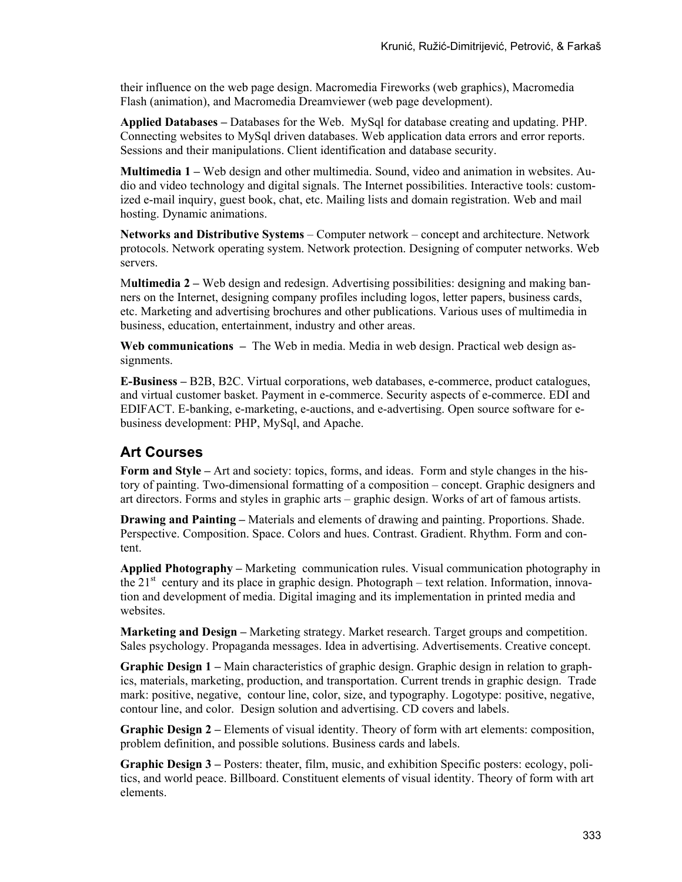their influence on the web page design. Macromedia Fireworks (web graphics), Macromedia Flash (animation), and Macromedia Dreamviewer (web page development).

**Applied Databases –** Databases for the Web. MySql for database creating and updating. PHP. Connecting websites to MySql driven databases. Web application data errors and error reports. Sessions and their manipulations. Client identification and database security.

**Multimedia 1 –** Web design and other multimedia. Sound, video and animation in websites. Audio and video technology and digital signals. The Internet possibilities. Interactive tools: customized e-mail inquiry, guest book, chat, etc. Mailing lists and domain registration. Web and mail hosting. Dynamic animations.

**Networks and Distributive Systems** – Computer network – concept and architecture. Network protocols. Network operating system. Network protection. Designing of computer networks. Web servers.

M**ultimedia 2 –** Web design and redesign. Advertising possibilities: designing and making banners on the Internet, designing company profiles including logos, letter papers, business cards, etc. Marketing and advertising brochures and other publications. Various uses of multimedia in business, education, entertainment, industry and other areas.

**Web communications –** The Web in media. Media in web design. Practical web design assignments.

**E-Business –** B2B, B2C. Virtual corporations, web databases, e-commerce, product catalogues, and virtual customer basket. Payment in e-commerce. Security aspects of e-commerce. EDI and EDIFACT. E-banking, e-marketing, e-auctions, and e-advertising. Open source software for e-business development: PHP, MySql, and Apache.

## Art Courses

**Form and Style –** Art and society: topics, forms, and ideas. Form and style changes in the history of painting. Two-dimensional formatting of a composition – concept. Graphic designers and art directors. Forms and styles in graphic arts – graphic design. Works of art of famous artists.

**Drawing and Painting –** Materials and elements of drawing and painting. Proportions. Shade. Perspective. Composition. Space. Colors and hues. Contrast. Gradient. Rhythm. Form and content.

**Applied Photography –** Marketing communication rules. Visual communication photography in the 21st century and its place in graphic design. Photograph – text relation. Information, innovation and development of media. Digital imaging and its implementation in printed media and websites.

**Marketing and Design –** Marketing strategy. Market research. Target groups and competition. Sales psychology. Propaganda messages. Idea in advertising. Advertisements. Creative concept.

**Graphic Design 1 –** Main characteristics of graphic design. Graphic design in relation to graphics, materials, marketing, production, and transportation. Current trends in graphic design. Trade mark: positive, negative, contour line, color, size, and typography. Logotype: positive, negative, contour line, and color. Design solution and advertising. CD covers and labels.

**Graphic Design 2 –** Elements of visual identity. Theory of form with art elements: composition, problem definition, and possible solutions. Business cards and labels.

**Graphic Design 3 –** Posters: theater, film, music, and exhibition Specific posters: ecology, politics, and world peace. Billboard. Constituent elements of visual identity. Theory of form with art elements.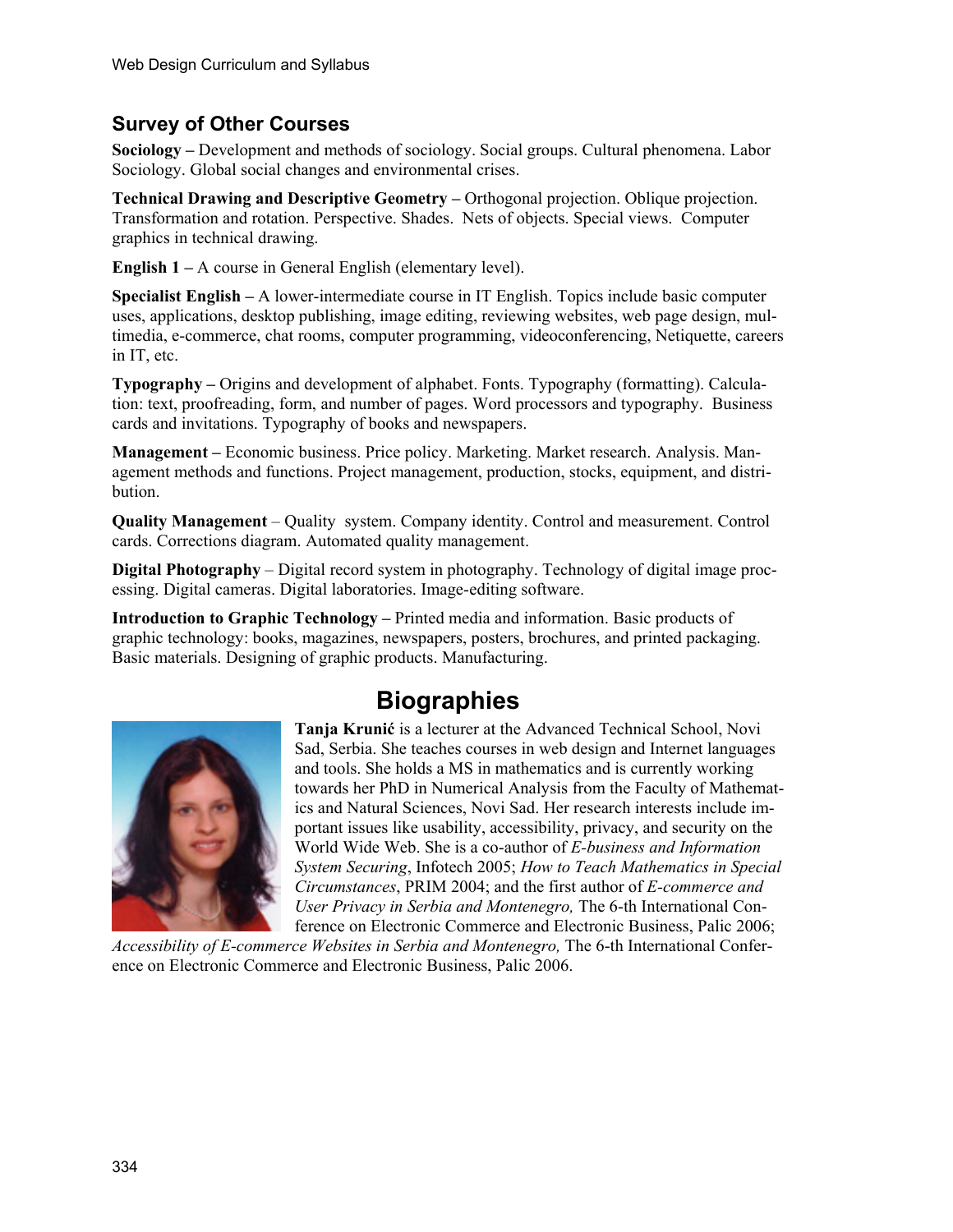## Survey of Other Courses

**Sociology –** Development and methods of sociology. Social groups. Cultural phenomena. Labor Sociology. Global social changes and environmental crises.

**Technical Drawing and Descriptive Geometry –** Orthogonal projection. Oblique projection. Transformation and rotation. Perspective. Shades. Nets of objects. Special views. Computer graphics in technical drawing.

**English 1 –** A course in General English (elementary level).

**Specialist English –** A lower-intermediate course in IT English. Topics include basic computer uses, applications, desktop publishing, image editing, reviewing websites, web page design, multimedia, e-commerce, chat rooms, computer programming, videoconferencing, Netiquette, careers in IT, etc.

**Typography –** Origins and development of alphabet. Fonts. Typography (formatting). Calculation: text, proofreading, form, and number of pages. Word processors and typography. Business cards and invitations. Typography of books and newspapers.

**Management –** Economic business. Price policy. Marketing. Market research. Analysis. Management methods and functions. Project management, production, stocks, equipment, and distribution.

**Quality Management** – Quality system. Company identity. Control and measurement. Control cards. Corrections diagram. Automated quality management.

**Digital Photography** – Digital record system in photography. Technology of digital image processing. Digital cameras. Digital laboratories. Image-editing software.

**Introduction to Graphic Technology –** Printed media and information. Basic products of graphic technology: books, magazines, newspapers, posters, brochures, and printed packaging. Basic materials. Designing of graphic products. Manufacturing.

# Biographies

**Tanja Krunić** is a lecturer at the Advanced Technical School, Novi Sad, Serbia. She teaches courses in web design and Internet languages and tools. She holds a MS in mathematics and is currently working towards her PhD in Numerical Analysis from the Faculty of Mathematics and Natural Sciences, Novi Sad. Her research interests include important issues like usability, accessibility, privacy, and security on the World Wide Web. She is a co-author of *E-business and Information System Securing*, Infotech 2005; *How to Teach Mathematics in Special Circumstances*, PRIM 2004; and the first author of *E-commerce and User Privacy in Serbia and Montenegro,* The 6-th International Conference on Electronic Commerce and Electronic Business, Palic 2006; *Accessibility of E-commerce Websites in Serbia and Montenegro,* The 6-th International Conference on Electronic Commerce and Electronic Business, Palic 2006.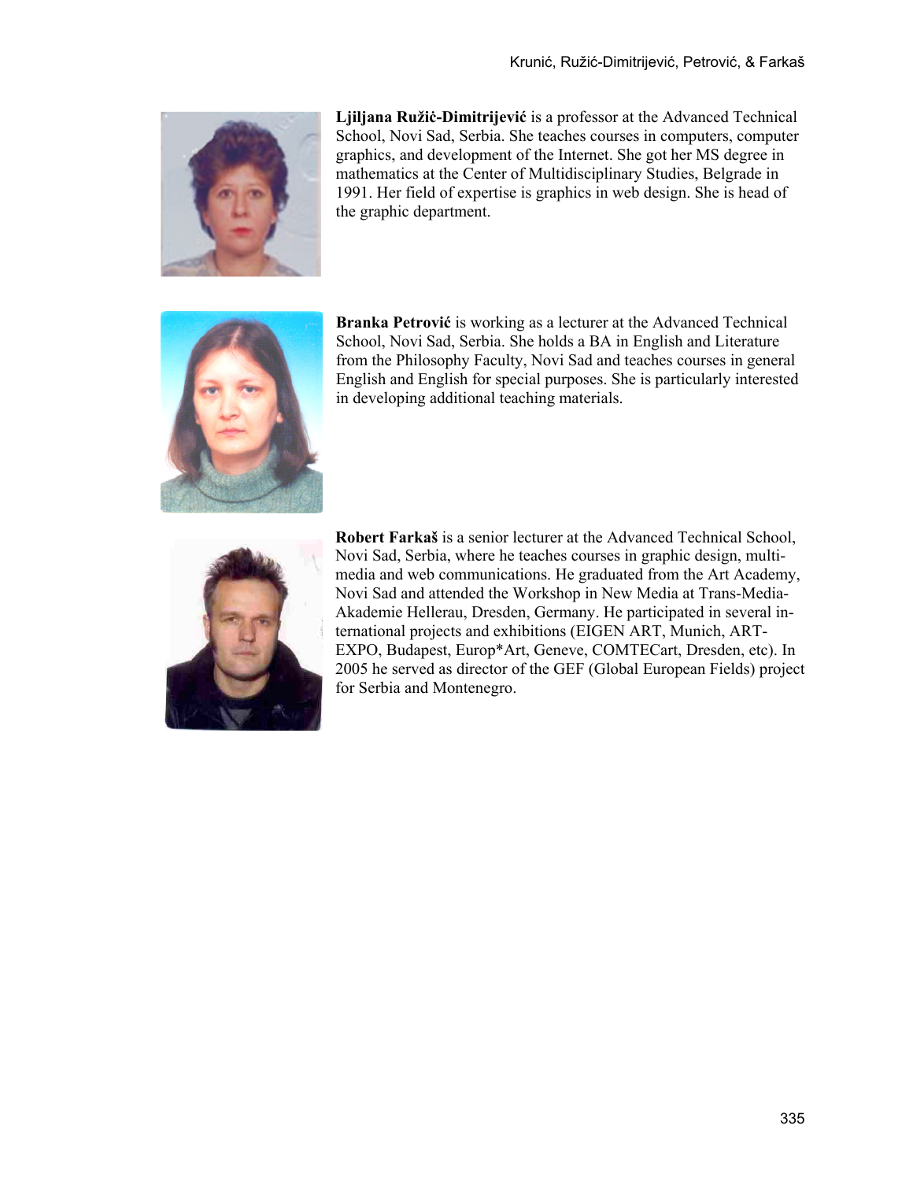**Ljiljana Ružić-Dimitrijević** is a professor at the Advanced Technical School, Novi Sad, Serbia. She teaches courses in computers, computer graphics, and development of the Internet. She got her MS degree in mathematics at the Center of Multidisciplinary Studies, Belgrade in 1991. Her field of expertise is graphics in web design. She is head of the graphic department.

**Branka Petrović** is working as a lecturer at the Advanced Technical School, Novi Sad, Serbia. She holds a BA in English and Literature from the Philosophy Faculty, Novi Sad and teaches courses in general English and English for special purposes. She is particularly interested in developing additional teaching materials.

**Robert Farkaš** is a senior lecturer at the Advanced Technical School, Novi Sad, Serbia, where he teaches courses in graphic design, multimedia and web communications. He graduated from the Art Academy, Novi Sad and attended the Workshop in New Media at Trans-Media-Akademie Hellerau, Dresden, Germany. He participated in several international projects and exhibitions (EIGEN ART, Munich, ART-EXPO, Budapest, Europ*Art, Geneve, COMTECart, Dresden, etc). In 2005 he served as director of the GEF (Global European Fields) project for Serbia and Montenegro.